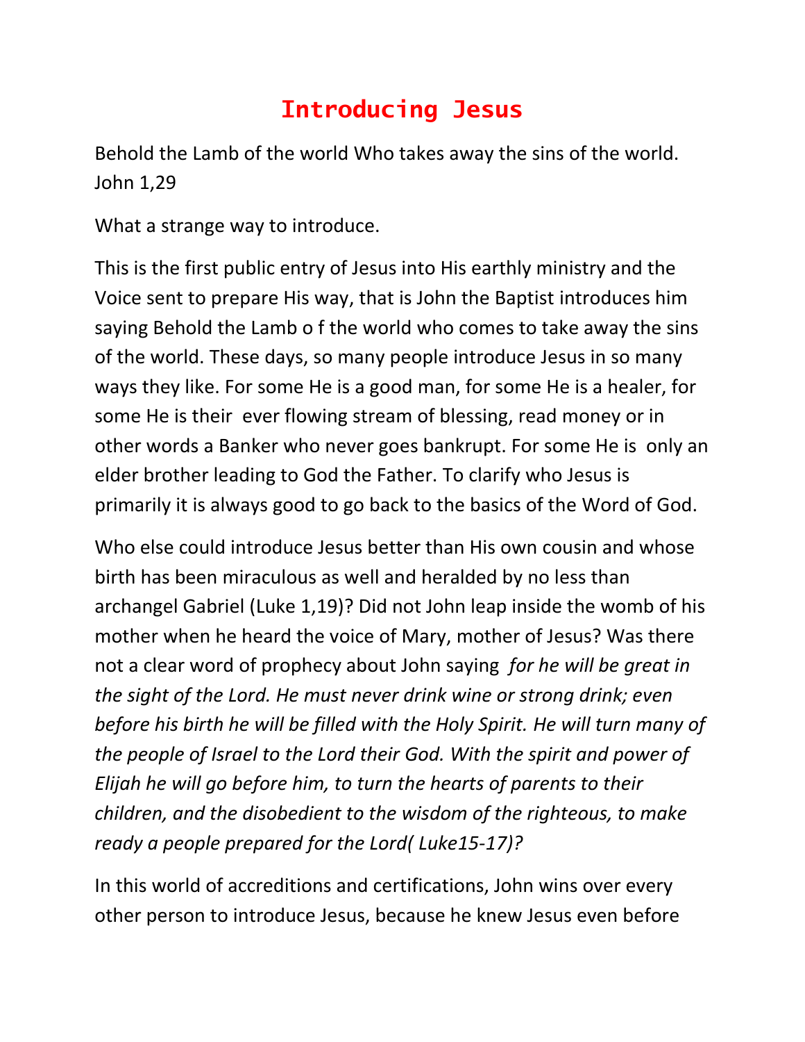# Introducing Jesus

Behold the Lamb of the world Who takes away the sins of the world. John 1,29

What a strange way to introduce.

This is the first public entry of Jesus into His earthly ministry and the Voice sent to prepare His way, that is John the Baptist introduces him saying Behold the Lamb o f the world who comes to take away the sins of the world. These days, so many people introduce Jesus in so many ways they like. For some He is a good man, for some He is a healer, for some He is their ever flowing stream of blessing, read money or in other words a Banker who never goes bankrupt. For some He is only an elder brother leading to God the Father. To clarify who Jesus is primarily it is always good to go back to the basics of the Word of God.

Who else could introduce Jesus better than His own cousin and whose birth has been miraculous as well and heralded by no less than archangel Gabriel (Luke 1,19)? Did not John leap inside the womb of his mother when he heard the voice of Mary, mother of Jesus? Was there not a clear word of prophecy about John saying *for he will be great in the sight of the Lord. He must never drink wine or strong drink; even before his birth he will be filled with the Holy Spirit. He will turn many of the people of Israel to the Lord their God. With the spirit and power of Elijah he will go before him, to turn the hearts of parents to their children, and the disobedient to the wisdom of the righteous, to make ready a people prepared for the Lord( Luke15-17)?*

In this world of accreditions and certifications, John wins over every other person to introduce Jesus, because he knew Jesus even before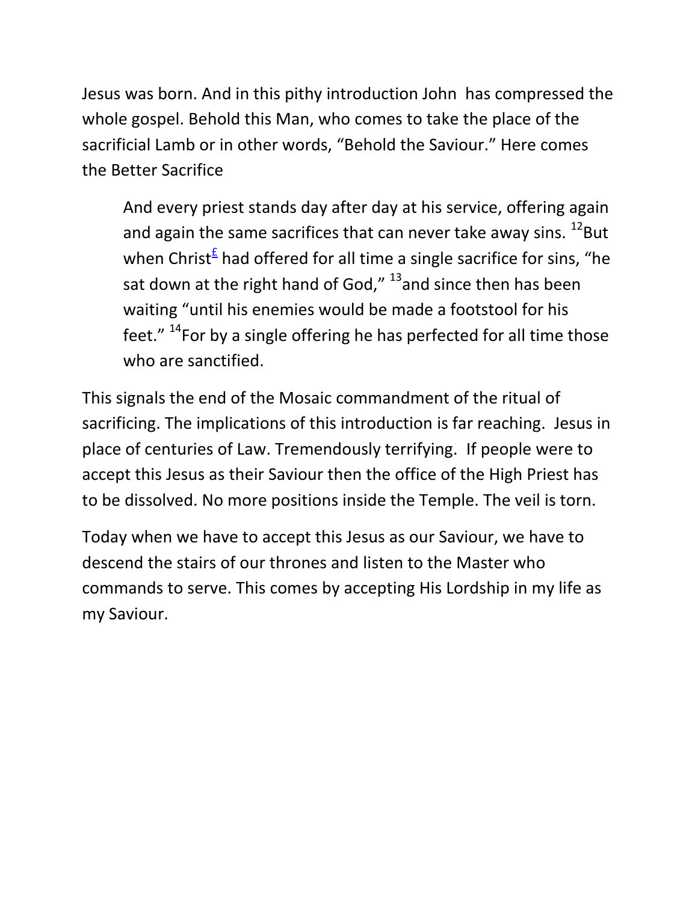Jesus was born. And in this pithy introduction John has compressed the whole gospel. Behold this Man, who comes to take the place of the sacrificial Lamb or in other words, “Behold the Saviour.” Here comes the Better Sacrifice

> And every priest stands day after day at his service, offering again and again the same sacrifices that can never take away sins. [12]But when Christ[£] had offered for all time a single sacrifice for sins, “he sat down at the right hand of God,” [13]and since then has been waiting “until his enemies would be made a footstool for his feet.” [14]For by a single offering he has perfected for all time those who are sanctified.

This signals the end of the Mosaic commandment of the ritual of sacrificing. The implications of this introduction is far reaching. Jesus in place of centuries of Law. Tremendously terrifying. If people were to accept this Jesus as their Saviour then the office of the High Priest has to be dissolved. No more positions inside the Temple. The veil is torn.

Today when we have to accept this Jesus as our Saviour, we have to descend the stairs of our thrones and listen to the Master who commands to serve. This comes by accepting His Lordship in my life as my Saviour.